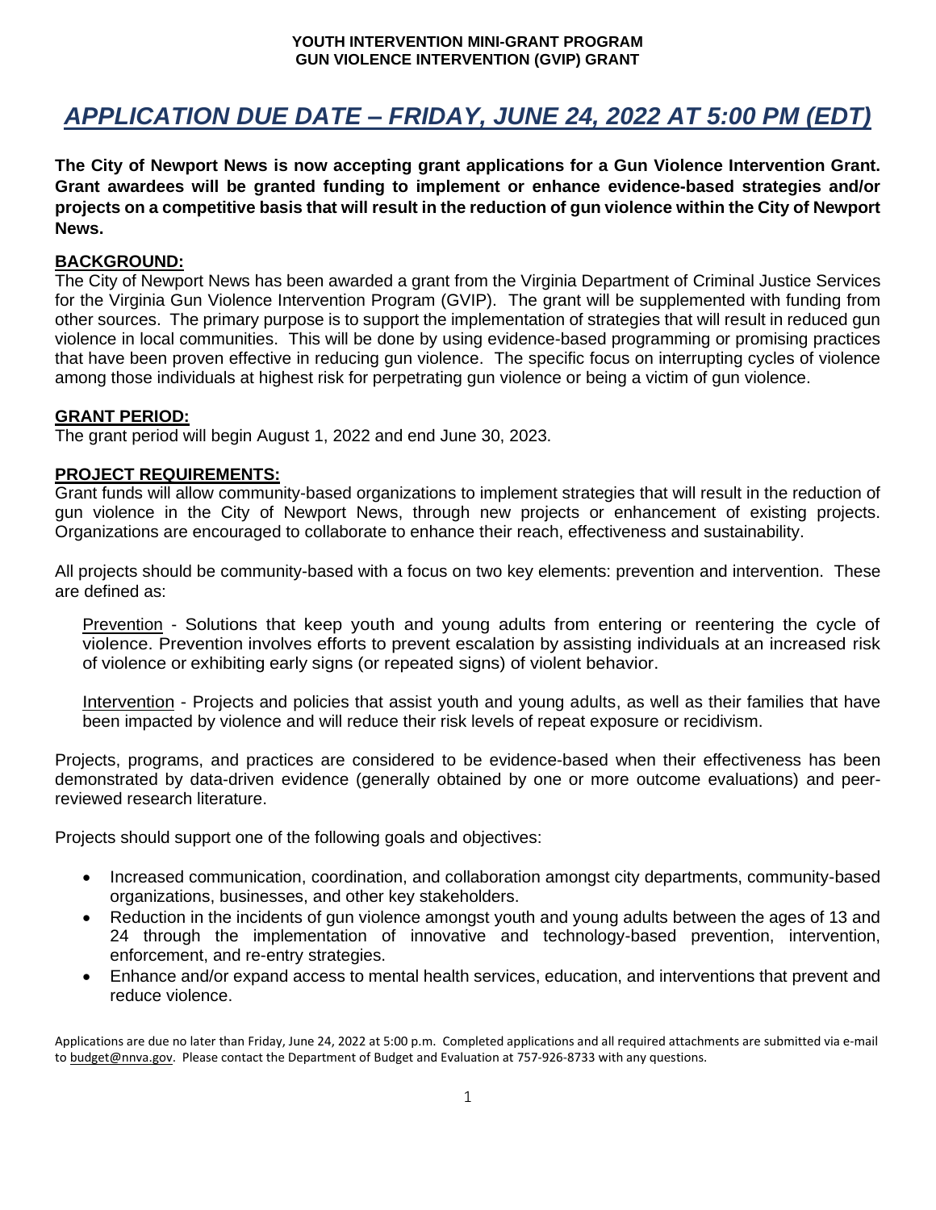**YOUTH INTERVENTION MINI-GRANT PROGRAM**
**GUN VIOLENCE INTERVENTION (GVIP) GRANT**

# *APPLICATION DUE DATE – FRIDAY, JUNE 24, 2022 AT 5:00 PM (EDT)*

**The City of Newport News is now accepting grant applications for a Gun Violence Intervention Grant. Grant awardees will be granted funding to implement or enhance evidence-based strategies and/or projects on a competitive basis that will result in the reduction of gun violence within the City of Newport News.**

## BACKGROUND:

The City of Newport News has been awarded a grant from the Virginia Department of Criminal Justice Services for the Virginia Gun Violence Intervention Program (GVIP). The grant will be supplemented with funding from other sources. The primary purpose is to support the implementation of strategies that will result in reduced gun violence in local communities. This will be done by using evidence-based programming or promising practices that have been proven effective in reducing gun violence. The specific focus on interrupting cycles of violence among those individuals at highest risk for perpetrating gun violence or being a victim of gun violence.

## GRANT PERIOD:

The grant period will begin August 1, 2022 and end June 30, 2023.

## PROJECT REQUIREMENTS:

Grant funds will allow community-based organizations to implement strategies that will result in the reduction of gun violence in the City of Newport News, through new projects or enhancement of existing projects. Organizations are encouraged to collaborate to enhance their reach, effectiveness and sustainability.

All projects should be community-based with a focus on two key elements: prevention and intervention. These are defined as:

Prevention - Solutions that keep youth and young adults from entering or reentering the cycle of violence. Prevention involves efforts to prevent escalation by assisting individuals at an increased risk of violence or exhibiting early signs (or repeated signs) of violent behavior.

Intervention - Projects and policies that assist youth and young adults, as well as their families that have been impacted by violence and will reduce their risk levels of repeat exposure or recidivism.

Projects, programs, and practices are considered to be evidence-based when their effectiveness has been demonstrated by data-driven evidence (generally obtained by one or more outcome evaluations) and peer-reviewed research literature.

Projects should support one of the following goals and objectives:

- Increased communication, coordination, and collaboration amongst city departments, community-based organizations, businesses, and other key stakeholders.
- Reduction in the incidents of gun violence amongst youth and young adults between the ages of 13 and 24 through the implementation of innovative and technology-based prevention, intervention, enforcement, and re-entry strategies.
- Enhance and/or expand access to mental health services, education, and interventions that prevent and reduce violence.

Applications are due no later than Friday, June 24, 2022 at 5:00 p.m. Completed applications and all required attachments are submitted via e-mail to budget@nnva.gov. Please contact the Department of Budget and Evaluation at 757-926-8733 with any questions.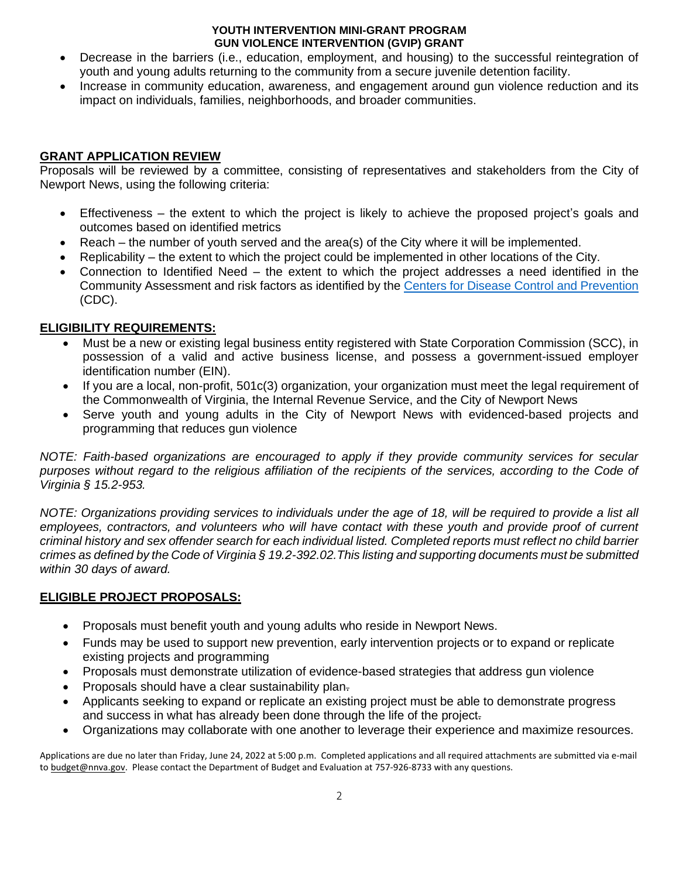- Decrease in the barriers (i.e., education, employment, and housing) to the successful reintegration of youth and young adults returning to the community from a secure juvenile detention facility.
- Increase in community education, awareness, and engagement around gun violence reduction and its impact on individuals, families, neighborhoods, and broader communities.

## GRANT APPLICATION REVIEW

Proposals will be reviewed by a committee, consisting of representatives and stakeholders from the City of Newport News, using the following criteria:

- Effectiveness – the extent to which the project is likely to achieve the proposed project's goals and outcomes based on identified metrics
- Reach – the number of youth served and the area(s) of the City where it will be implemented.
- Replicability – the extent to which the project could be implemented in other locations of the City.
- Connection to Identified Need – the extent to which the project addresses a need identified in the Community Assessment and risk factors as identified by the Centers for Disease Control and Prevention (CDC).

## ELIGIBILITY REQUIREMENTS:

- Must be a new or existing legal business entity registered with State Corporation Commission (SCC), in possession of a valid and active business license, and possess a government-issued employer identification number (EIN).
- If you are a local, non-profit, 501c(3) organization, your organization must meet the legal requirement of the Commonwealth of Virginia, the Internal Revenue Service, and the City of Newport News
- Serve youth and young adults in the City of Newport News with evidenced-based projects and programming that reduces gun violence

*NOTE: Faith-based organizations are encouraged to apply if they provide community services for secular purposes without regard to the religious affiliation of the recipients of the services, according to the Code of Virginia § 15.2-953.*

*NOTE: Organizations providing services to individuals under the age of 18, will be required to provide a list all employees, contractors, and volunteers who will have contact with these youth and provide proof of current criminal history and sex offender search for each individual listed. Completed reports must reflect no child barrier crimes as defined by the Code of Virginia § 19.2-392.02.This listing and supporting documents must be submitted within 30 days of award.*

## ELIGIBLE PROJECT PROPOSALS:

- Proposals must benefit youth and young adults who reside in Newport News.
- Funds may be used to support new prevention, early intervention projects or to expand or replicate existing projects and programming
- Proposals must demonstrate utilization of evidence-based strategies that address gun violence
- Proposals should have a clear sustainability plan.
- Applicants seeking to expand or replicate an existing project must be able to demonstrate progress and success in what has already been done through the life of the project.
- Organizations may collaborate with one another to leverage their experience and maximize resources.

Applications are due no later than Friday, June 24, 2022 at 5:00 p.m. Completed applications and all required attachments are submitted via e-mail to budget@nnva.gov. Please contact the Department of Budget and Evaluation at 757-926-8733 with any questions.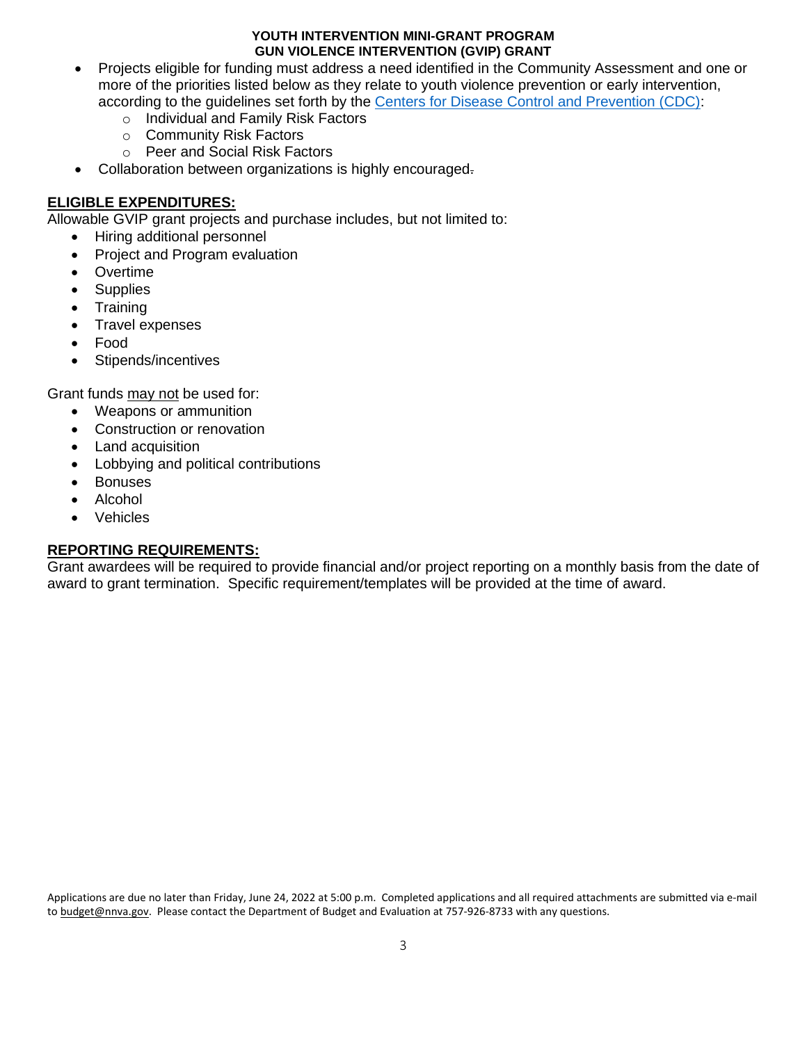- Projects eligible for funding must address a need identified in the Community Assessment and one or more of the priorities listed below as they relate to youth violence prevention or early intervention, according to the guidelines set forth by the [Centers for Disease Control and Prevention (CDC)](#):
  - Individual and Family Risk Factors
  - Community Risk Factors
  - Peer and Social Risk Factors
- Collaboration between organizations is highly encouraged.

## ELIGIBLE EXPENDITURES:

Allowable GVIP grant projects and purchase includes, but not limited to:

- Hiring additional personnel
- Project and Program evaluation
- Overtime
- Supplies
- Training
- Travel expenses
- Food
- Stipends/incentives

Grant funds may not be used for:

- Weapons or ammunition
- Construction or renovation
- Land acquisition
- Lobbying and political contributions
- Bonuses
- Alcohol
- Vehicles

## REPORTING REQUIREMENTS:

Grant awardees will be required to provide financial and/or project reporting on a monthly basis from the date of award to grant termination. Specific requirement/templates will be provided at the time of award.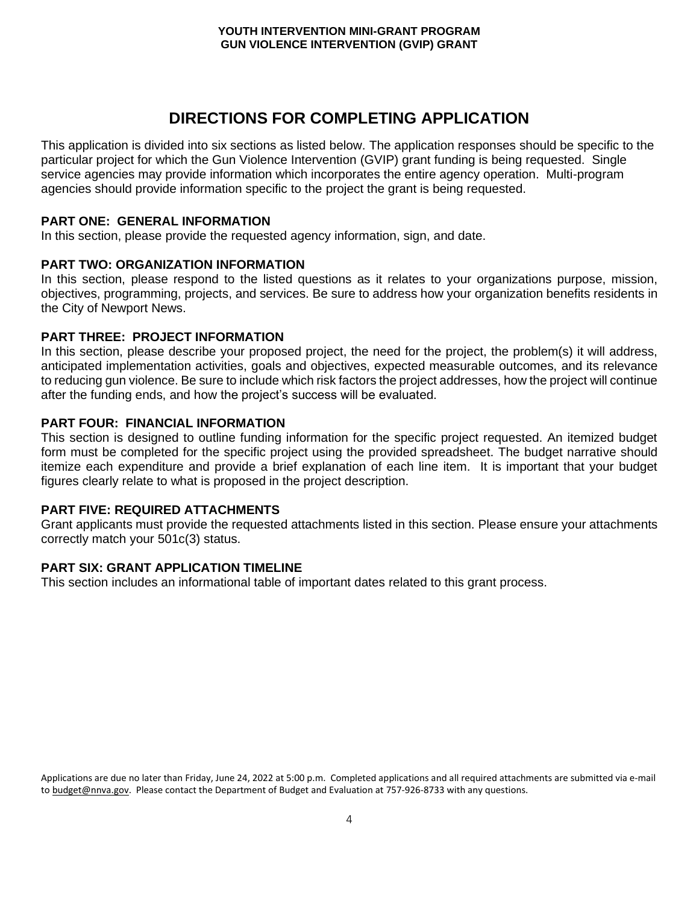# DIRECTIONS FOR COMPLETING APPLICATION

This application is divided into six sections as listed below. The application responses should be specific to the particular project for which the Gun Violence Intervention (GVIP) grant funding is being requested. Single service agencies may provide information which incorporates the entire agency operation. Multi-program agencies should provide information specific to the project the grant is being requested.

**PART ONE: GENERAL INFORMATION**
In this section, please provide the requested agency information, sign, and date.

**PART TWO: ORGANIZATION INFORMATION**
In this section, please respond to the listed questions as it relates to your organizations purpose, mission, objectives, programming, projects, and services. Be sure to address how your organization benefits residents in the City of Newport News.

**PART THREE: PROJECT INFORMATION**
In this section, please describe your proposed project, the need for the project, the problem(s) it will address, anticipated implementation activities, goals and objectives, expected measurable outcomes, and its relevance to reducing gun violence. Be sure to include which risk factors the project addresses, how the project will continue after the funding ends, and how the project's success will be evaluated.

**PART FOUR: FINANCIAL INFORMATION**
This section is designed to outline funding information for the specific project requested. An itemized budget form must be completed for the specific project using the provided spreadsheet. The budget narrative should itemize each expenditure and provide a brief explanation of each line item. It is important that your budget figures clearly relate to what is proposed in the project description.

**PART FIVE: REQUIRED ATTACHMENTS**
Grant applicants must provide the requested attachments listed in this section. Please ensure your attachments correctly match your 501c(3) status.

**PART SIX: GRANT APPLICATION TIMELINE**
This section includes an informational table of important dates related to this grant process.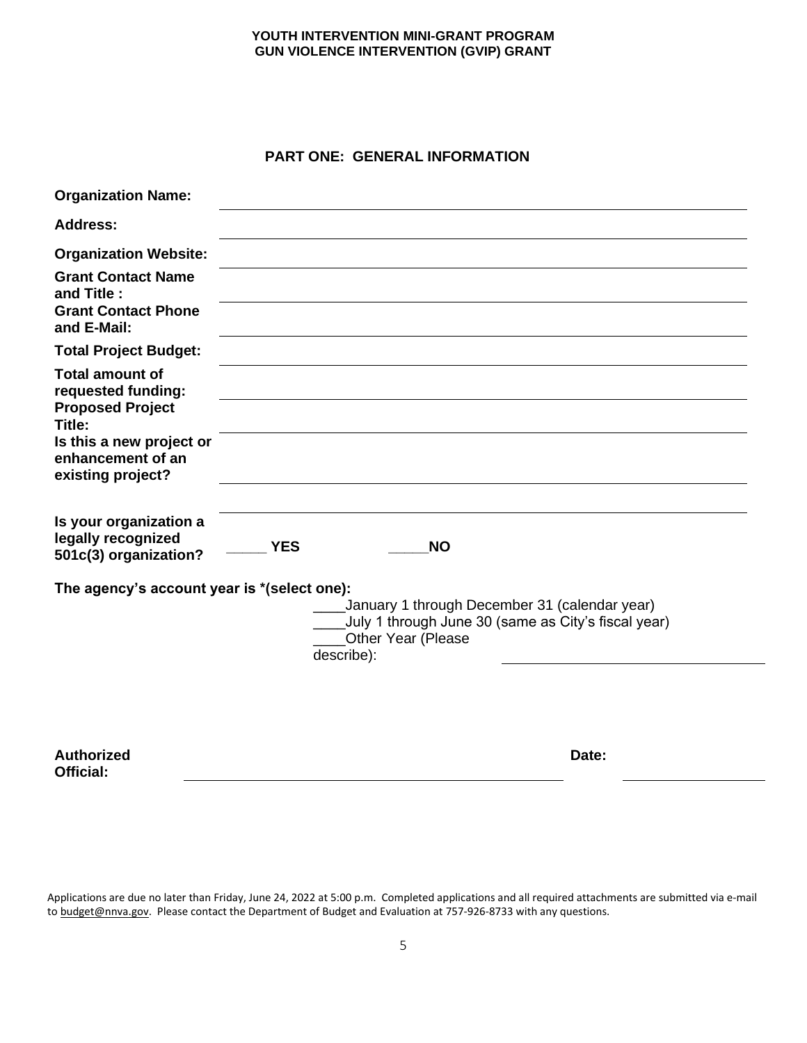**YOUTH INTERVENTION MINI-GRANT PROGRAM**
**GUN VIOLENCE INTERVENTION (GVIP) GRANT**

## PART ONE: GENERAL INFORMATION

**Organization Name:** ____________________

**Address:** ____________________

**Organization Website:** ____________________

**Grant Contact Name and Title :** ____________________

**Grant Contact Phone and E-Mail:** ____________________

**Total Project Budget:** ____________________

**Total amount of requested funding:** ____________________

**Proposed Project Title:** ____________________

**Is this a new project or enhancement of an existing project?** ____________________

**Is your organization a legally recognized 501c(3) organization?** _____ **YES** _____ **NO**

**The agency's account year is *(select one):**

____January 1 through December 31 (calendar year)
____July 1 through June 30 (same as City's fiscal year)
____Other Year (Please describe): ____________________

**Authorized Official:** ____________________ **Date:** ____________________

Applications are due no later than Friday, June 24, 2022 at 5:00 p.m. Completed applications and all required attachments are submitted via e-mail to budget@nnva.gov. Please contact the Department of Budget and Evaluation at 757-926-8733 with any questions.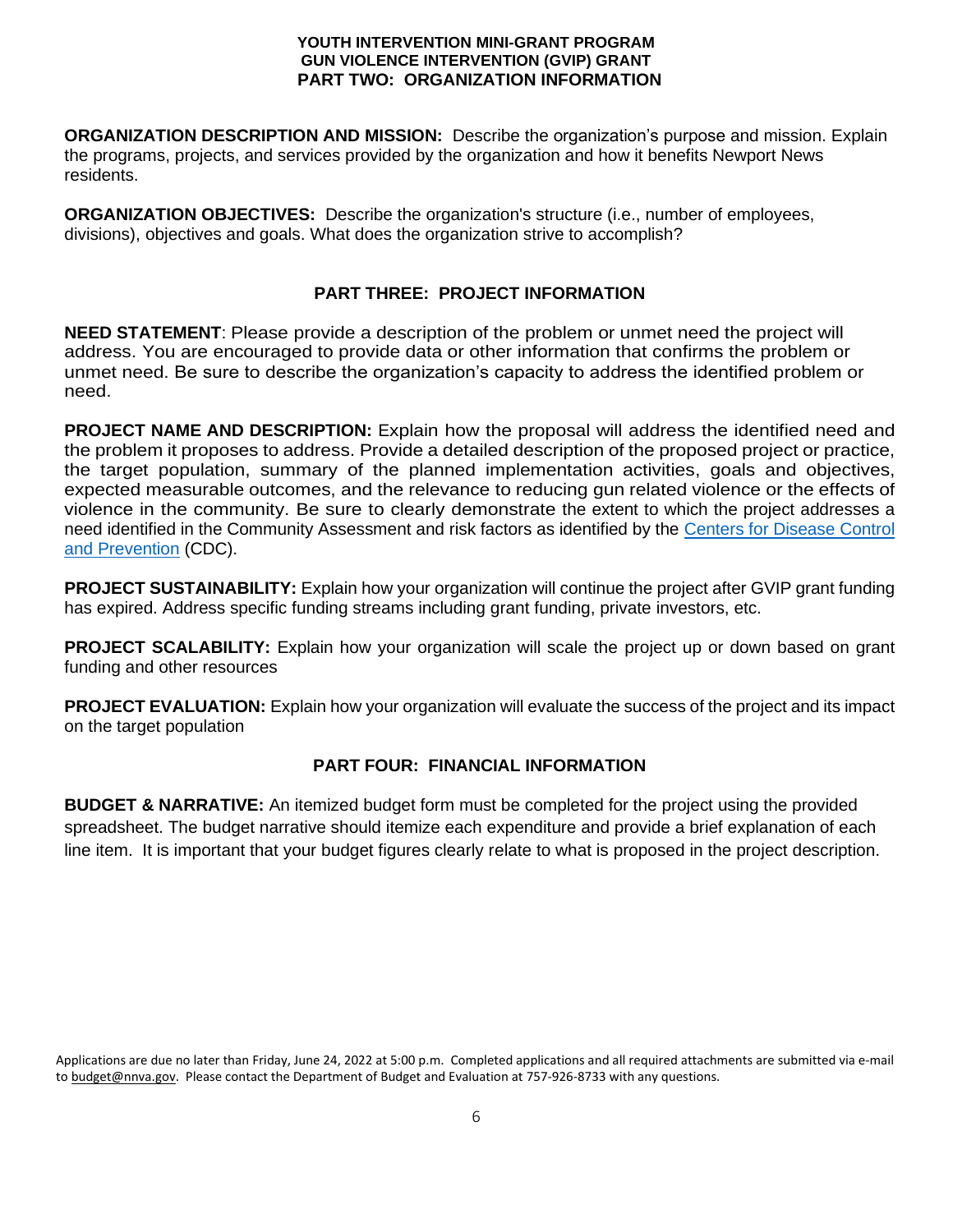**YOUTH INTERVENTION MINI-GRANT PROGRAM**
**GUN VIOLENCE INTERVENTION (GVIP) GRANT**

## PART TWO: ORGANIZATION INFORMATION

**ORGANIZATION DESCRIPTION AND MISSION:** Describe the organization's purpose and mission. Explain the programs, projects, and services provided by the organization and how it benefits Newport News residents.

**ORGANIZATION OBJECTIVES:** Describe the organization's structure (i.e., number of employees, divisions), objectives and goals. What does the organization strive to accomplish?

## PART THREE: PROJECT INFORMATION

**NEED STATEMENT**: Please provide a description of the problem or unmet need the project will address. You are encouraged to provide data or other information that confirms the problem or unmet need. Be sure to describe the organization's capacity to address the identified problem or need.

**PROJECT NAME AND DESCRIPTION:** Explain how the proposal will address the identified need and the problem it proposes to address. Provide a detailed description of the proposed project or practice, the target population, summary of the planned implementation activities, goals and objectives, expected measurable outcomes, and the relevance to reducing gun related violence or the effects of violence in the community. Be sure to clearly demonstrate the extent to which the project addresses a need identified in the Community Assessment and risk factors as identified by the Centers for Disease Control and Prevention (CDC).

**PROJECT SUSTAINABILITY:** Explain how your organization will continue the project after GVIP grant funding has expired. Address specific funding streams including grant funding, private investors, etc.

**PROJECT SCALABILITY:** Explain how your organization will scale the project up or down based on grant funding and other resources

**PROJECT EVALUATION:** Explain how your organization will evaluate the success of the project and its impact on the target population

## PART FOUR: FINANCIAL INFORMATION

**BUDGET & NARRATIVE:** An itemized budget form must be completed for the project using the provided spreadsheet. The budget narrative should itemize each expenditure and provide a brief explanation of each line item. It is important that your budget figures clearly relate to what is proposed in the project description.

Applications are due no later than Friday, June 24, 2022 at 5:00 p.m. Completed applications and all required attachments are submitted via e-mail to budget@nnva.gov. Please contact the Department of Budget and Evaluation at 757-926-8733 with any questions.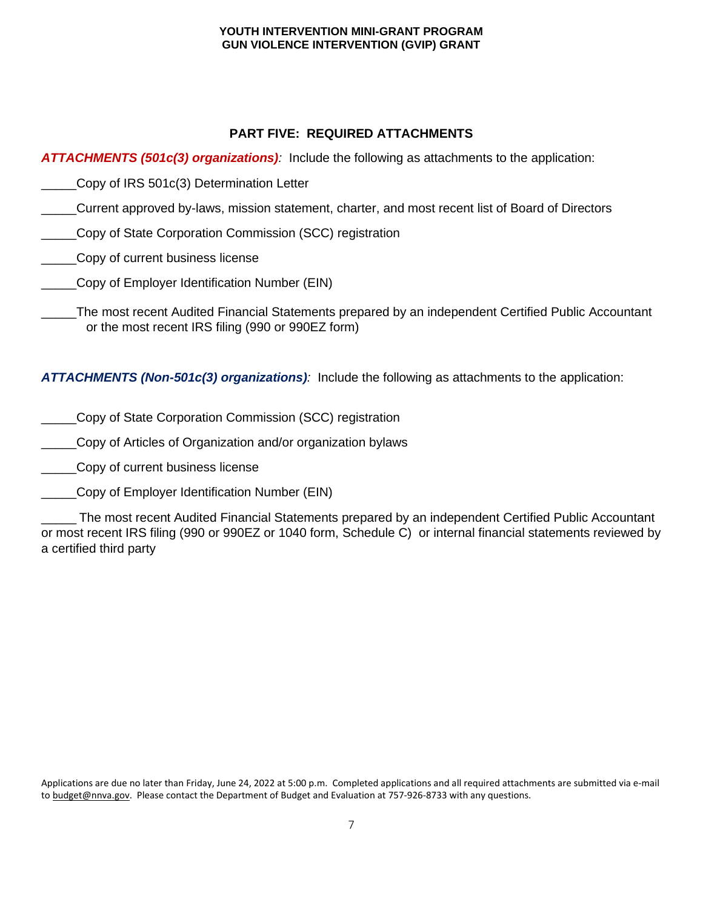## PART FIVE: REQUIRED ATTACHMENTS

***ATTACHMENTS (501c(3) organizations)****:* Include the following as attachments to the application:

_____Copy of IRS 501c(3) Determination Letter

_____Current approved by-laws, mission statement, charter, and most recent list of Board of Directors

_____Copy of State Corporation Commission (SCC) registration

_____Copy of current business license

_____Copy of Employer Identification Number (EIN)

_____The most recent Audited Financial Statements prepared by an independent Certified Public Accountant or the most recent IRS filing (990 or 990EZ form)

***ATTACHMENTS (Non-501c(3) organizations)****:* Include the following as attachments to the application:

_____Copy of State Corporation Commission (SCC) registration

_____Copy of Articles of Organization and/or organization bylaws

_____Copy of current business license

_____Copy of Employer Identification Number (EIN)

_____ The most recent Audited Financial Statements prepared by an independent Certified Public Accountant or most recent IRS filing (990 or 990EZ or 1040 form, Schedule C) or internal financial statements reviewed by a certified third party

Applications are due no later than Friday, June 24, 2022 at 5:00 p.m. Completed applications and all required attachments are submitted via e-mail to budget@nnva.gov. Please contact the Department of Budget and Evaluation at 757-926-8733 with any questions.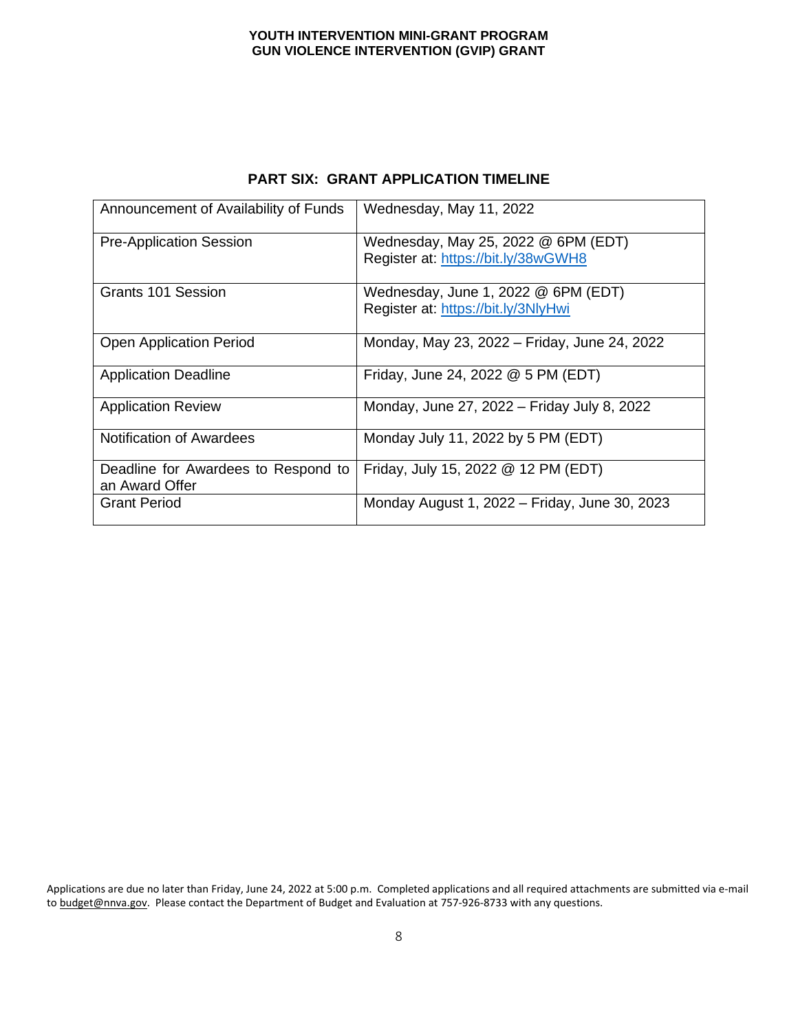## PART SIX: GRANT APPLICATION TIMELINE

| | |
|---|---|
| Announcement of Availability of Funds | Wednesday, May 11, 2022 |
| Pre-Application Session | Wednesday, May 25, 2022 @ 6PM (EDT)<br>Register at: [https://bit.ly/38wGWH8](https://bit.ly/38wGWH8) |
| Grants 101 Session | Wednesday, June 1, 2022 @ 6PM (EDT)<br>Register at: [https://bit.ly/3NlyHwi](https://bit.ly/3NlyHwi) |
| Open Application Period | Monday, May 23, 2022 – Friday, June 24, 2022 |
| Application Deadline | Friday, June 24, 2022 @ 5 PM (EDT) |
| Application Review | Monday, June 27, 2022 – Friday July 8, 2022 |
| Notification of Awardees | Monday July 11, 2022 by 5 PM (EDT) |
| Deadline for Awardees to Respond to an Award Offer | Friday, July 15, 2022 @ 12 PM (EDT) |
| Grant Period | Monday August 1, 2022 – Friday, June 30, 2023 |

Applications are due no later than Friday, June 24, 2022 at 5:00 p.m. Completed applications and all required attachments are submitted via e-mail to budget@nnva.gov. Please contact the Department of Budget and Evaluation at 757-926-8733 with any questions.